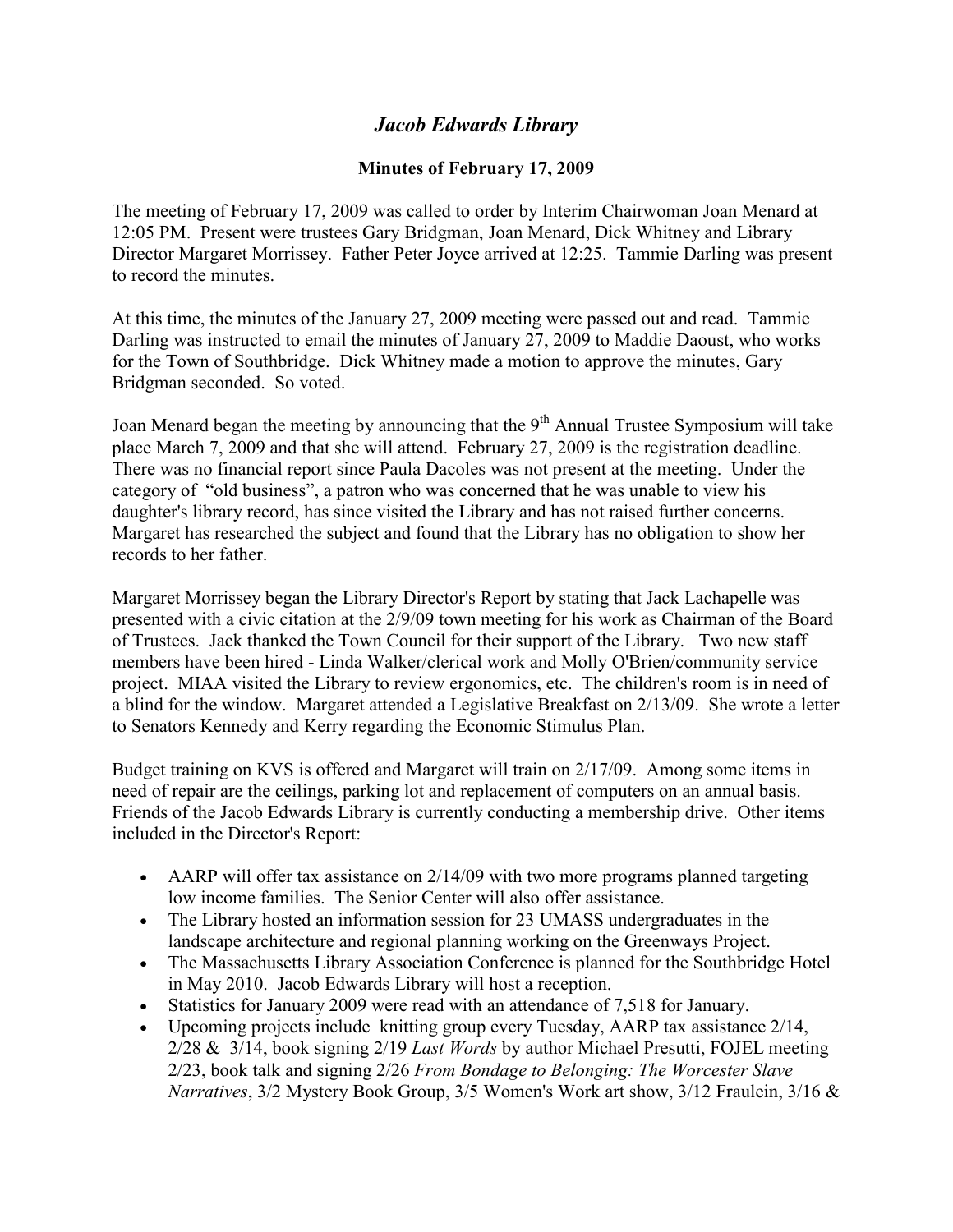# *Jacob Edwards Library*

## Minutes of February 17, 2009

The meeting of February 17, 2009 was called to order by Interim Chairwoman Joan Menard at 12:05 PM. Present were trustees Gary Bridgman, Joan Menard, Dick Whitney and Library Director Margaret Morrissey. Father Peter Joyce arrived at 12:25. Tammie Darling was present to record the minutes.

At this time, the minutes of the January 27, 2009 meeting were passed out and read. Tammie Darling was instructed to email the minutes of January 27, 2009 to Maddie Daoust, who works for the Town of Southbridge. Dick Whitney made a motion to approve the minutes, Gary Bridgman seconded. So voted.

Joan Menard began the meeting by announcing that the 9th Annual Trustee Symposium will take place March 7, 2009 and that she will attend. February 27, 2009 is the registration deadline. There was no financial report since Paula Dacoles was not present at the meeting. Under the category of "old business", a patron who was concerned that he was unable to view his daughter's library record, has since visited the Library and has not raised further concerns. Margaret has researched the subject and found that the Library has no obligation to show her records to her father.

Margaret Morrissey began the Library Director's Report by stating that Jack Lachapelle was presented with a civic citation at the 2/9/09 town meeting for his work as Chairman of the Board of Trustees. Jack thanked the Town Council for their support of the Library. Two new staff members have been hired - Linda Walker/clerical work and Molly O'Brien/community service project. MIAA visited the Library to review ergonomics, etc. The children's room is in need of a blind for the window. Margaret attended a Legislative Breakfast on 2/13/09. She wrote a letter to Senators Kennedy and Kerry regarding the Economic Stimulus Plan.

Budget training on KVS is offered and Margaret will train on 2/17/09. Among some items in need of repair are the ceilings, parking lot and replacement of computers on an annual basis. Friends of the Jacob Edwards Library is currently conducting a membership drive. Other items included in the Director's Report:

- AARP will offer tax assistance on 2/14/09 with two more programs planned targeting low income families. The Senior Center will also offer assistance.
- The Library hosted an information session for 23 UMASS undergraduates in the landscape architecture and regional planning working on the Greenways Project.
- The Massachusetts Library Association Conference is planned for the Southbridge Hotel in May 2010. Jacob Edwards Library will host a reception.
- Statistics for January 2009 were read with an attendance of 7,518 for January.
- Upcoming projects include knitting group every Tuesday, AARP tax assistance 2/14, 2/28 & 3/14, book signing 2/19 *Last Words* by author Michael Presutti, FOJEL meeting 2/23, book talk and signing 2/26 *From Bondage to Belonging: The Worcester Slave Narratives*, 3/2 Mystery Book Group, 3/5 Women's Work art show, 3/12 Fraulein, 3/16 &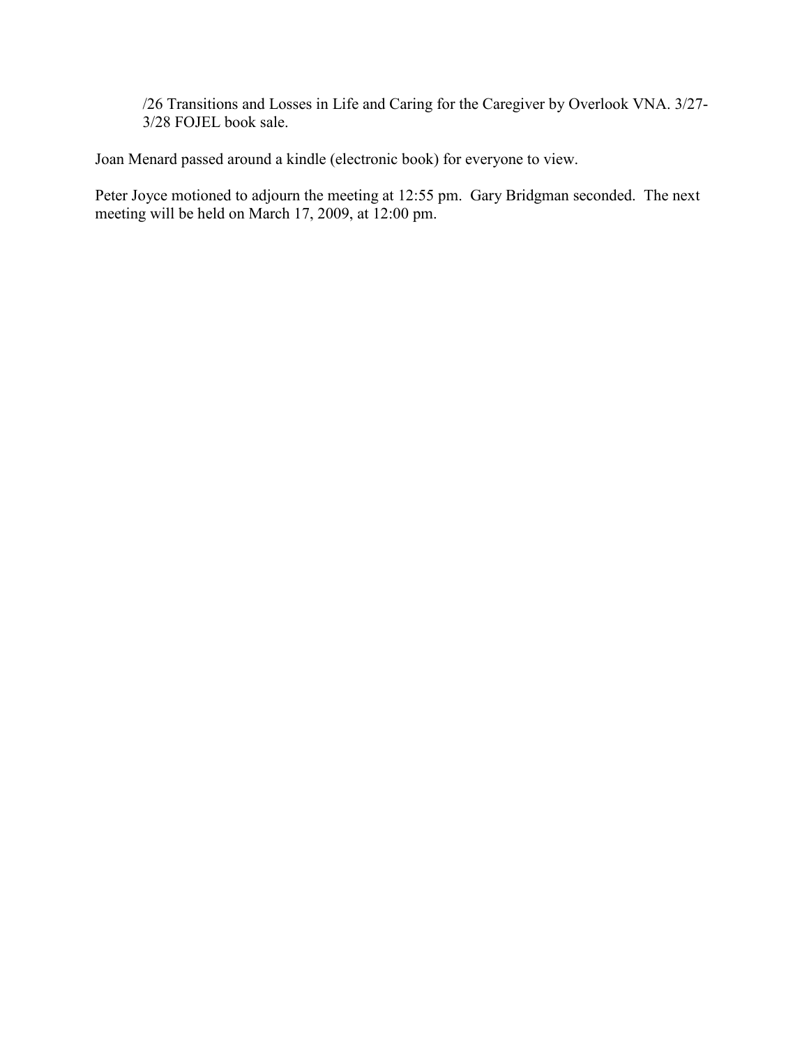/26 Transitions and Losses in Life and Caring for the Caregiver by Overlook VNA. 3/27-3/28 FOJEL book sale.

Joan Menard passed around a kindle (electronic book) for everyone to view.

Peter Joyce motioned to adjourn the meeting at 12:55 pm. Gary Bridgman seconded. The next meeting will be held on March 17, 2009, at 12:00 pm.